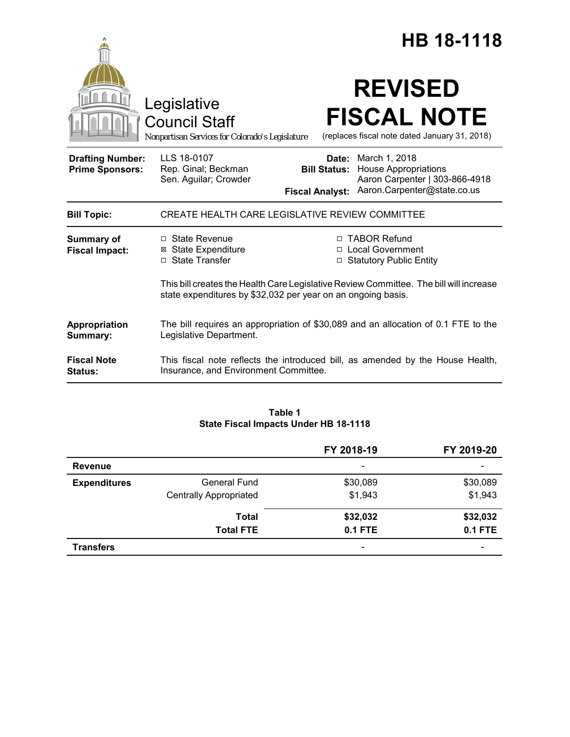# HB 18-1118

Legislative Council Staff

Nonpartisan Services for Colorado's Legislature

# REVISED FISCAL NOTE

(replaces fiscal note dated January 31, 2018)

| | | | |
|---|---|---|---|
| **Drafting Number:** | LLS 18-0107 | **Date:** | March 1, 2018 |
| **Prime Sponsors:** | Rep. Ginal; Beckman<br>Sen. Aguilar; Crowder | **Bill Status:** | House Appropriations |
| | | **Fiscal Analyst:** | Aaron Carpenter \| 303-866-4918<br>Aaron.Carpenter@state.co.us |

**Bill Topic:** CREATE HEALTH CARE LEGISLATIVE REVIEW COMMITTEE

**Summary of Fiscal Impact:**

- ☐ State Revenue
- ☒ State Expenditure
- ☐ State Transfer
- ☐ TABOR Refund
- ☐ Local Government
- ☐ Statutory Public Entity

This bill creates the Health Care Legislative Review Committee. The bill will increase state expenditures by $32,032 per year on an ongoing basis.

**Appropriation Summary:** The bill requires an appropriation of $30,089 and an allocation of 0.1 FTE to the Legislative Department.

**Fiscal Note Status:** This fiscal note reflects the introduced bill, as amended by the House Health, Insurance, and Environment Committee.

**Table 1**
**State Fiscal Impacts Under HB 18-1118**

| | | FY 2018-19 | FY 2019-20 |
|---|---|---|---|
| **Revenue** | | - | - |
| **Expenditures** | General Fund | $30,089 | $30,089 |
| | Centrally Appropriated | $1,943 | $1,943 |
| | **Total** | **$32,032** | **$32,032** |
| | **Total FTE** | **0.1 FTE** | **0.1 FTE** |
| **Transfers** | | - | - |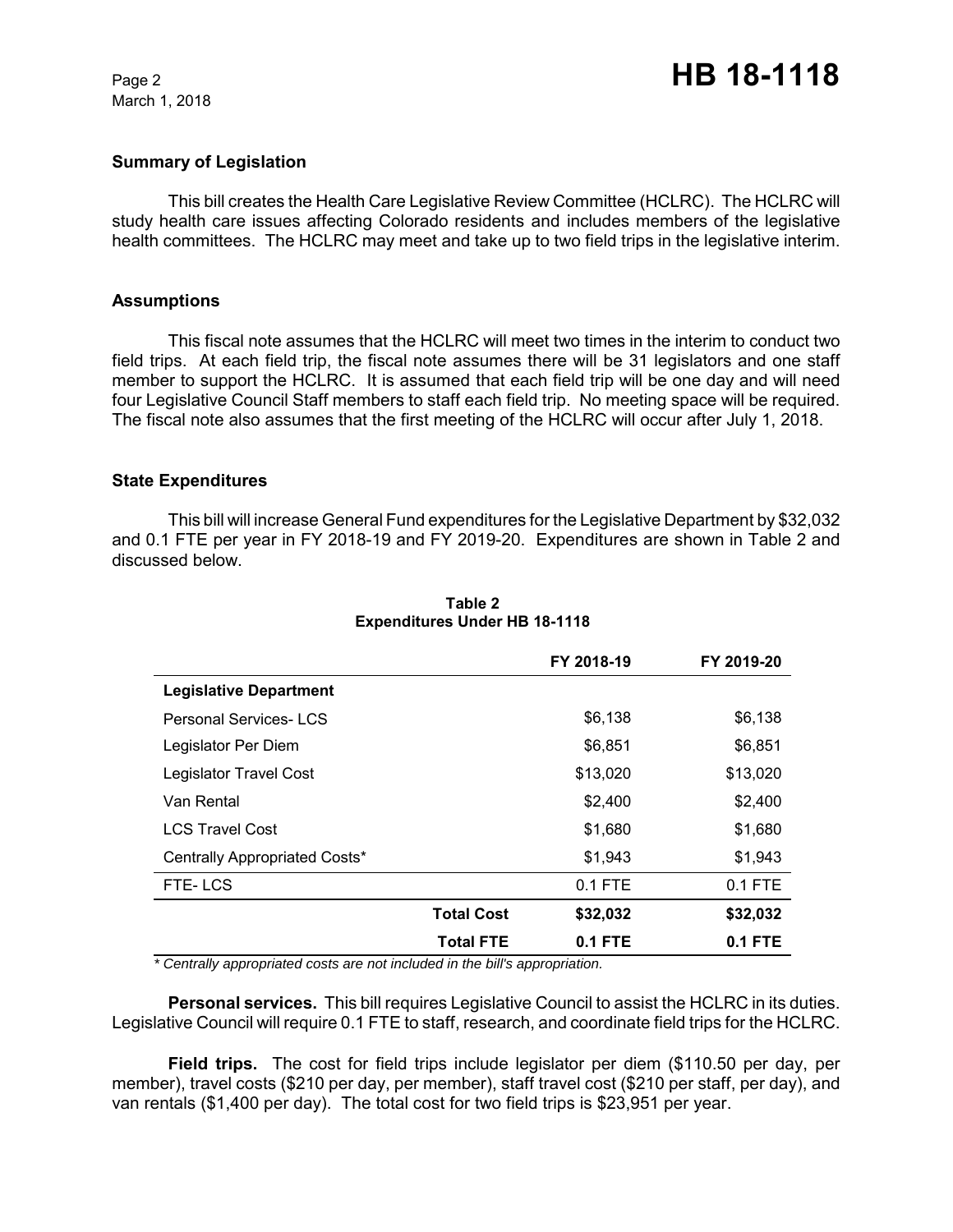## Summary of Legislation

This bill creates the Health Care Legislative Review Committee (HCLRC). The HCLRC will study health care issues affecting Colorado residents and includes members of the legislative health committees. The HCLRC may meet and take up to two field trips in the legislative interim.

## Assumptions

This fiscal note assumes that the HCLRC will meet two times in the interim to conduct two field trips. At each field trip, the fiscal note assumes there will be 31 legislators and one staff member to support the HCLRC. It is assumed that each field trip will be one day and will need four Legislative Council Staff members to staff each field trip. No meeting space will be required. The fiscal note also assumes that the first meeting of the HCLRC will occur after July 1, 2018.

## State Expenditures

This bill will increase General Fund expenditures for the Legislative Department by $32,032 and 0.1 FTE per year in FY 2018-19 and FY 2019-20. Expenditures are shown in Table 2 and discussed below.

**Table 2**
**Expenditures Under HB 18-1118**

| | | FY 2018-19 | FY 2019-20 |
|---|---|---|---|
| **Legislative Department** | | | |
| Personal Services- LCS | | $6,138 | $6,138 |
| Legislator Per Diem | | $6,851 | $6,851 |
| Legislator Travel Cost | | $13,020 | $13,020 |
| Van Rental | | $2,400 | $2,400 |
| LCS Travel Cost | | $1,680 | $1,680 |
| Centrally Appropriated Costs* | | $1,943 | $1,943 |
| FTE- LCS | | 0.1 FTE | 0.1 FTE |
| | **Total Cost** | **$32,032** | **$32,032** |
| | **Total FTE** | **0.1 FTE** | **0.1 FTE** |

*\* Centrally appropriated costs are not included in the bill's appropriation.*

**Personal services.** This bill requires Legislative Council to assist the HCLRC in its duties. Legislative Council will require 0.1 FTE to staff, research, and coordinate field trips for the HCLRC.

**Field trips.** The cost for field trips include legislator per diem ($110.50 per day, per member), travel costs ($210 per day, per member), staff travel cost ($210 per staff, per day), and van rentals ($1,400 per day). The total cost for two field trips is $23,951 per year.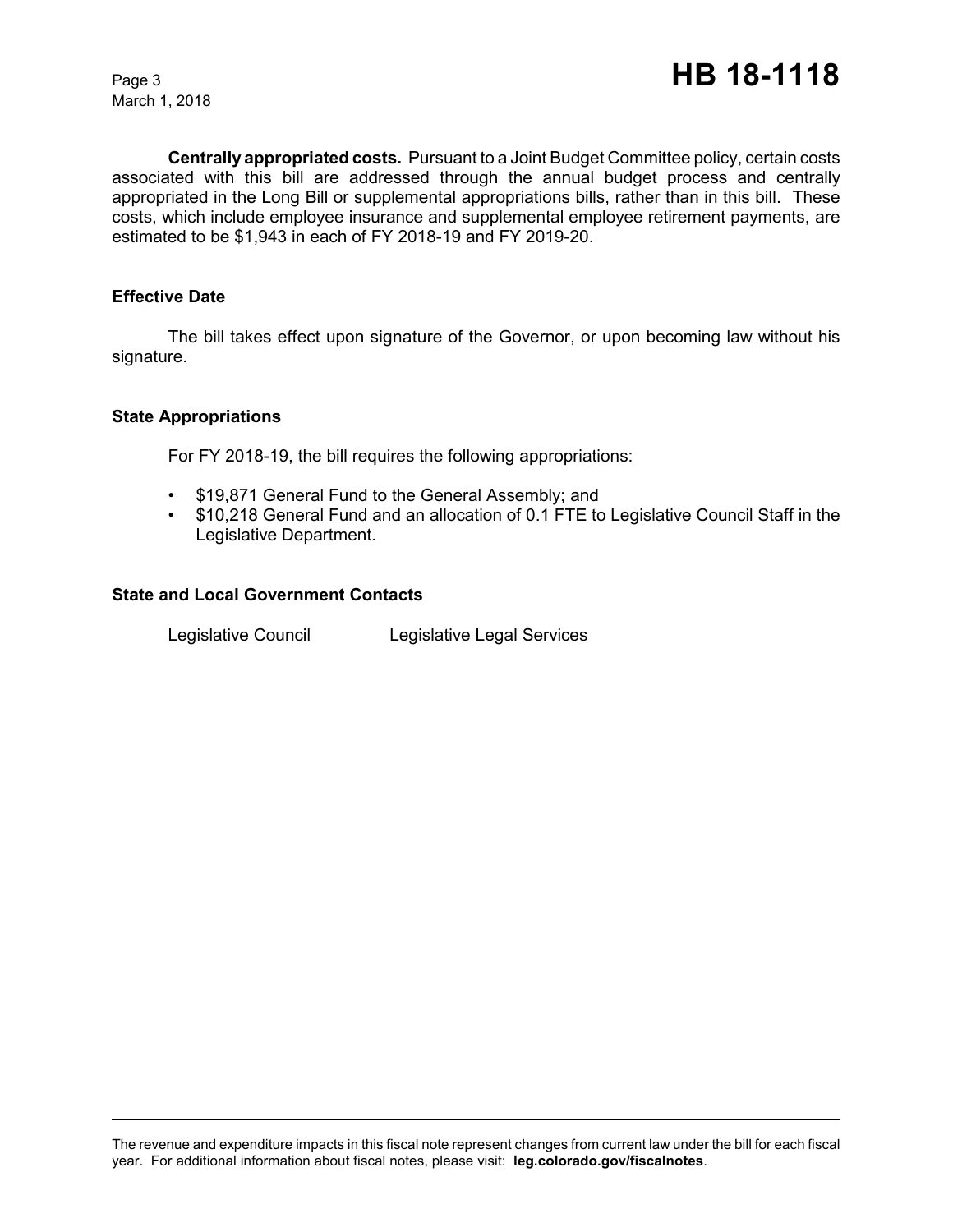**Centrally appropriated costs.** Pursuant to a Joint Budget Committee policy, certain costs associated with this bill are addressed through the annual budget process and centrally appropriated in the Long Bill or supplemental appropriations bills, rather than in this bill. These costs, which include employee insurance and supplemental employee retirement payments, are estimated to be $1,943 in each of FY 2018-19 and FY 2019-20.

### Effective Date

The bill takes effect upon signature of the Governor, or upon becoming law without his signature.

### State Appropriations

For FY 2018-19, the bill requires the following appropriations:

- $19,871 General Fund to the General Assembly; and
- $10,218 General Fund and an allocation of 0.1 FTE to Legislative Council Staff in the Legislative Department.

### State and Local Government Contacts

Legislative Council    Legislative Legal Services

The revenue and expenditure impacts in this fiscal note represent changes from current law under the bill for each fiscal year. For additional information about fiscal notes, please visit: **leg.colorado.gov/fiscalnotes**.